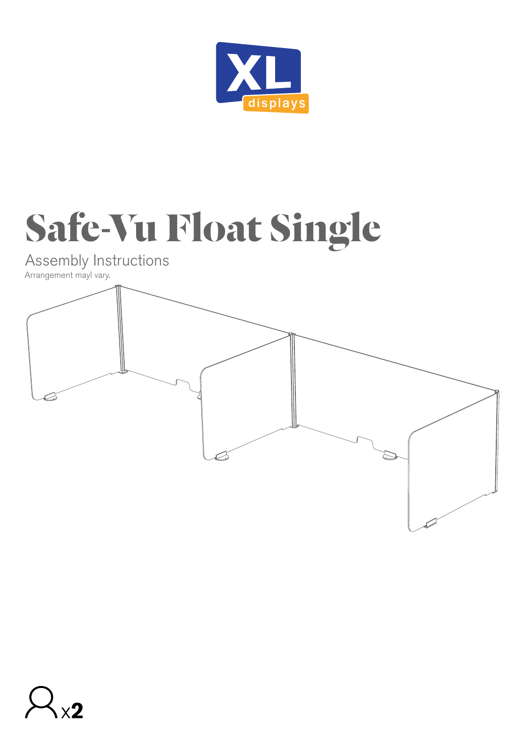XL displays

# Safe-Vu Float Single

Assembly Instructions

Arrangement mayl vary.

x2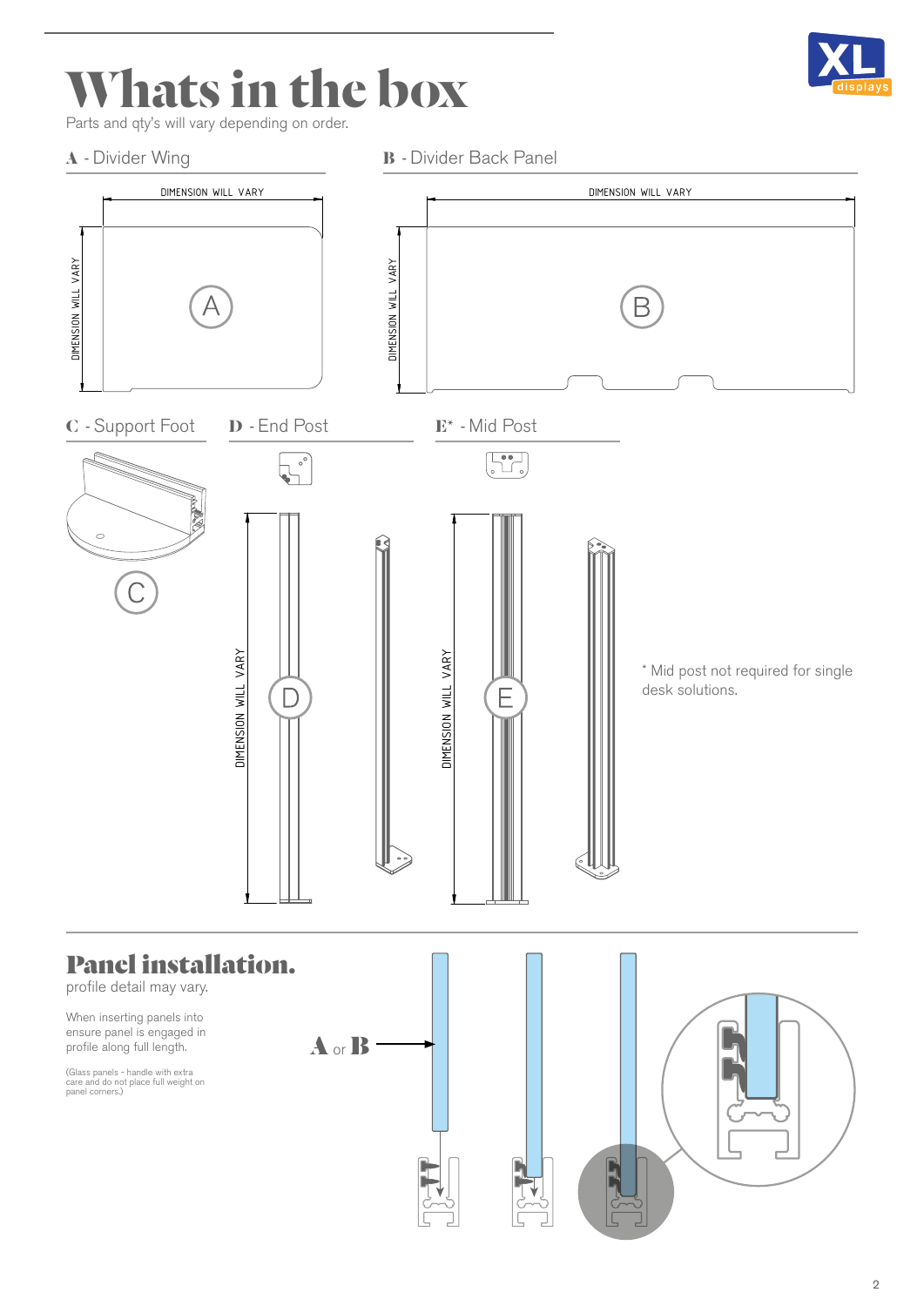# Whats in the box

Parts and qty's will vary depending on order.

**A** - Divider Wing

DIMENSION WILL VARY

DIMENSION WILL VARY

A

**B** - Divider Back Panel

DIMENSION WILL VARY

DIMENSION WILL VARY

B

**C** - Support Foot

C

**D** - End Post

DIMENSION WILL VARY

D

**E*** - Mid Post

DIMENSION WILL VARY

E

* Mid post not required for single desk solutions.

## Panel installation.

profile detail may vary.

When inserting panels into ensure panel is engaged in profile along full length.

(Glass panels - handle with extra care and do not place full weight on panel corners.)

**A** or **B**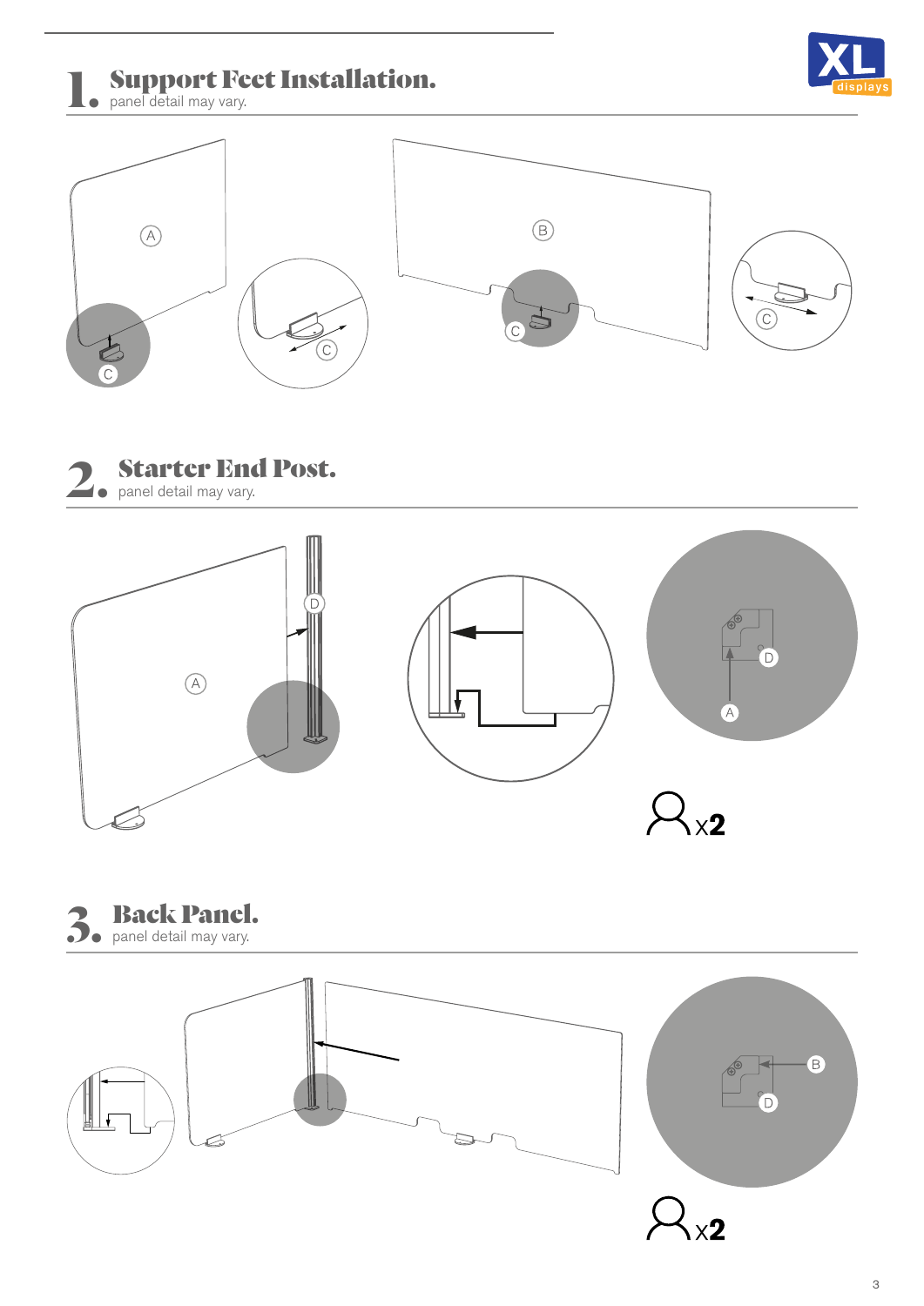## 1. Support Feet Installation.

panel detail may vary.

A

C

C

B

C

C

## 2. Starter End Post.

panel detail may vary.

D

A

D

A

x2

## 3. Back Panel.

panel detail may vary.

B

D

x2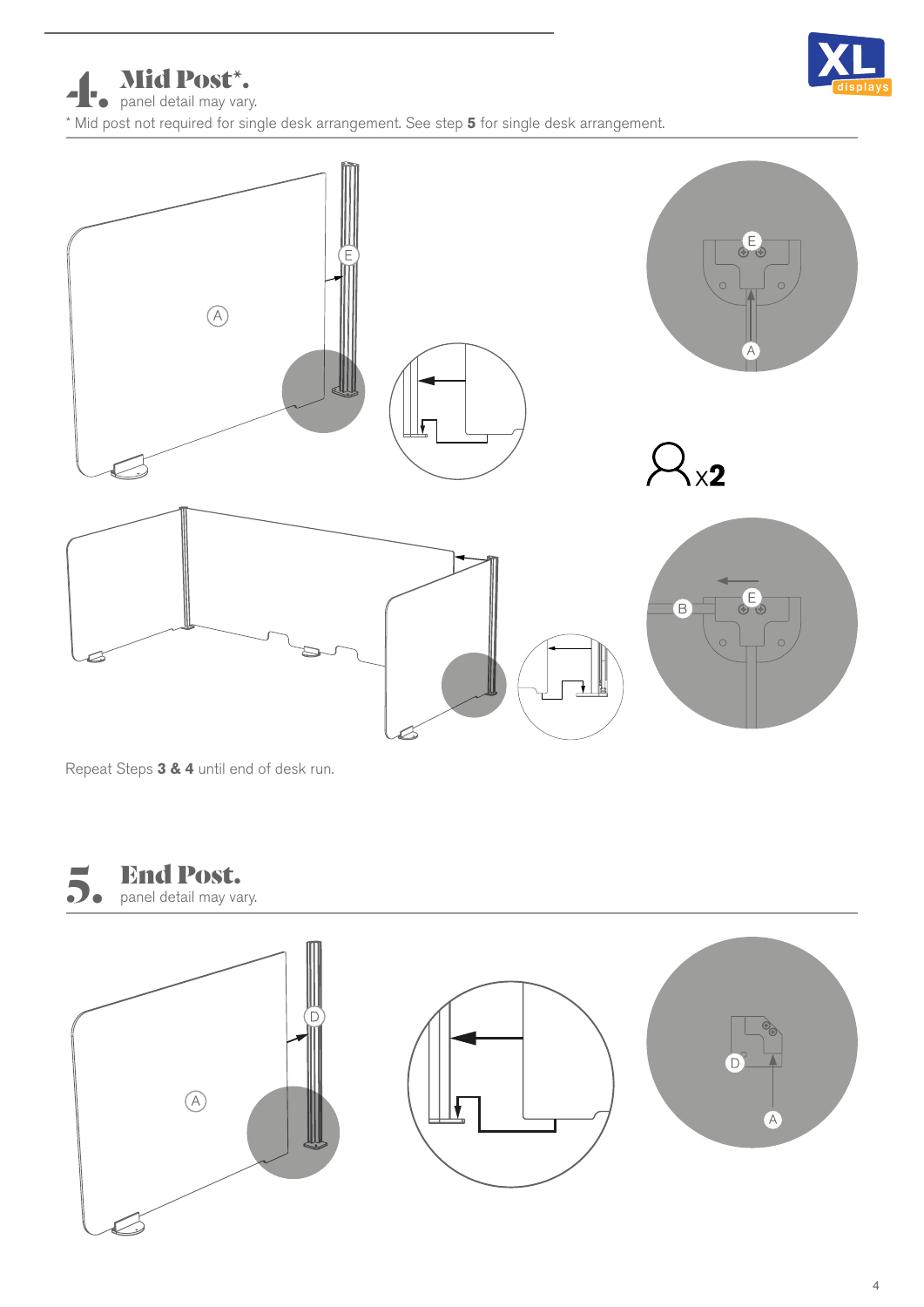## 4. Mid Post*.

panel detail may vary.

* Mid post not required for single desk arrangement. See step **5** for single desk arrangement.

x**2**

Repeat Steps **3 & 4** until end of desk run.

## 5. End Post.

panel detail may vary.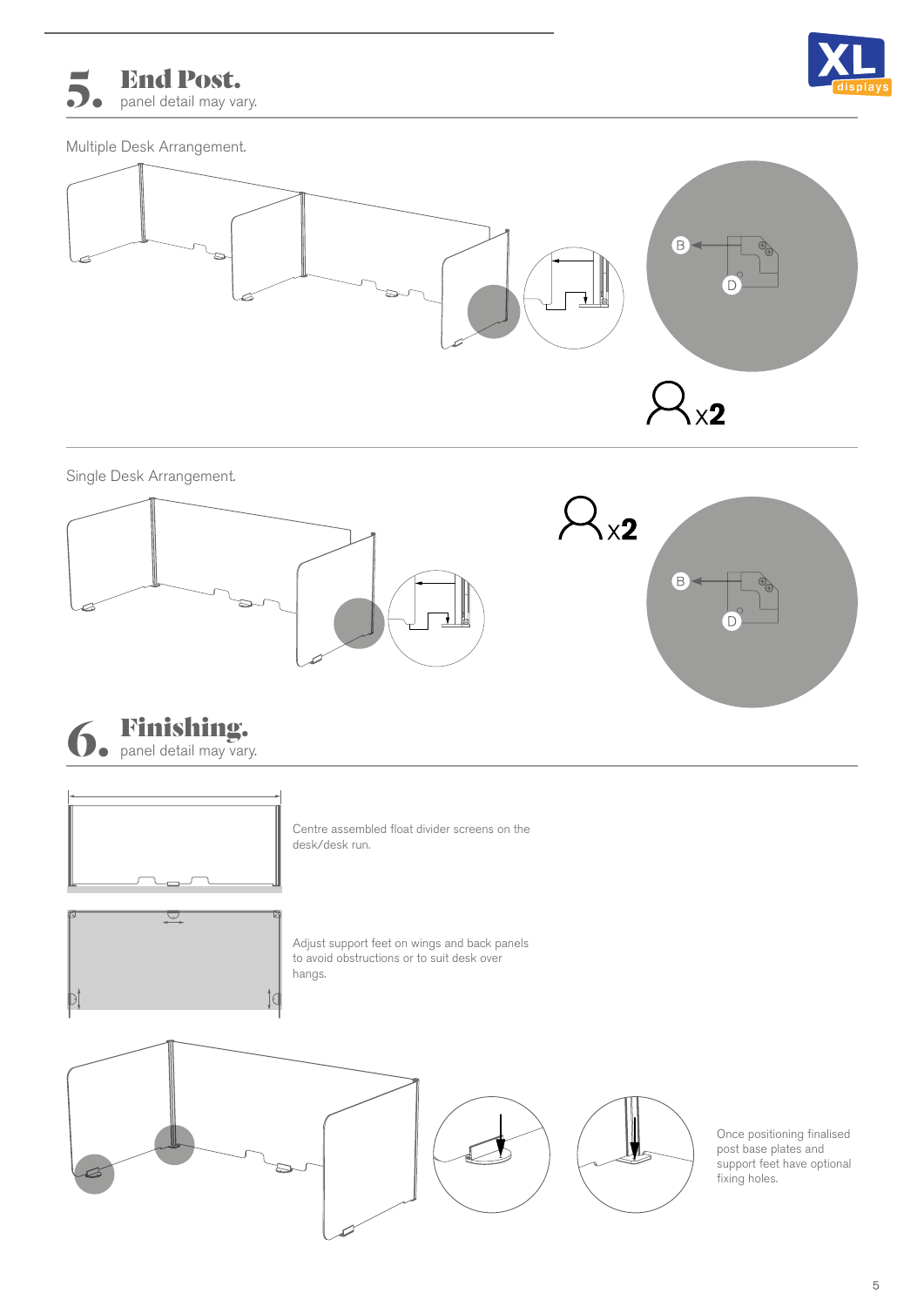# 5. End Post.

panel detail may vary.

Multiple Desk Arrangement.

B

D

x2

Single Desk Arrangement.

x2

B

D

# 6. Finishing.

panel detail may vary.

Centre assembled float divider screens on the desk/desk run.

Adjust support feet on wings and back panels to avoid obstructions or to suit desk over hangs.

Once positioning finalised post base plates and support feet have optional fixing holes.